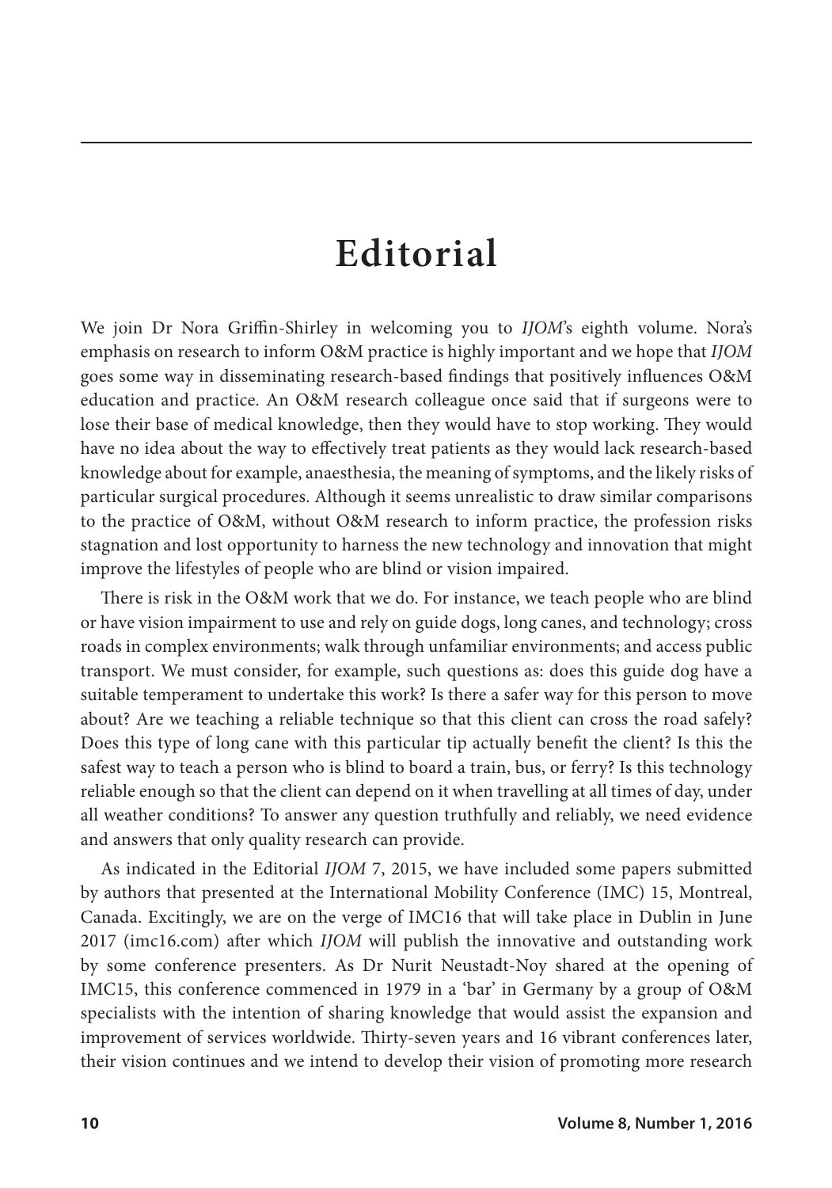# Editorial

We join Dr Nora Griffin-Shirley in welcoming you to *IJOM*'s eighth volume. Nora's emphasis on research to inform O&M practice is highly important and we hope that *IJOM* goes some way in disseminating research-based findings that positively influences O&M education and practice. An O&M research colleague once said that if surgeons were to lose their base of medical knowledge, then they would have to stop working. They would have no idea about the way to effectively treat patients as they would lack research-based knowledge about for example, anaesthesia, the meaning of symptoms, and the likely risks of particular surgical procedures. Although it seems unrealistic to draw similar comparisons to the practice of O&M, without O&M research to inform practice, the profession risks stagnation and lost opportunity to harness the new technology and innovation that might improve the lifestyles of people who are blind or vision impaired.

There is risk in the O&M work that we do. For instance, we teach people who are blind or have vision impairment to use and rely on guide dogs, long canes, and technology; cross roads in complex environments; walk through unfamiliar environments; and access public transport. We must consider, for example, such questions as: does this guide dog have a suitable temperament to undertake this work? Is there a safer way for this person to move about? Are we teaching a reliable technique so that this client can cross the road safely? Does this type of long cane with this particular tip actually benefit the client? Is this the safest way to teach a person who is blind to board a train, bus, or ferry? Is this technology reliable enough so that the client can depend on it when travelling at all times of day, under all weather conditions? To answer any question truthfully and reliably, we need evidence and answers that only quality research can provide.

As indicated in the Editorial *IJOM* 7, 2015, we have included some papers submitted by authors that presented at the International Mobility Conference (IMC) 15, Montreal, Canada. Excitingly, we are on the verge of IMC16 that will take place in Dublin in June 2017 (imc16.com) after which *IJOM* will publish the innovative and outstanding work by some conference presenters. As Dr Nurit Neustadt-Noy shared at the opening of IMC15, this conference commenced in 1979 in a 'bar' in Germany by a group of O&M specialists with the intention of sharing knowledge that would assist the expansion and improvement of services worldwide. Thirty-seven years and 16 vibrant conferences later, their vision continues and we intend to develop their vision of promoting more research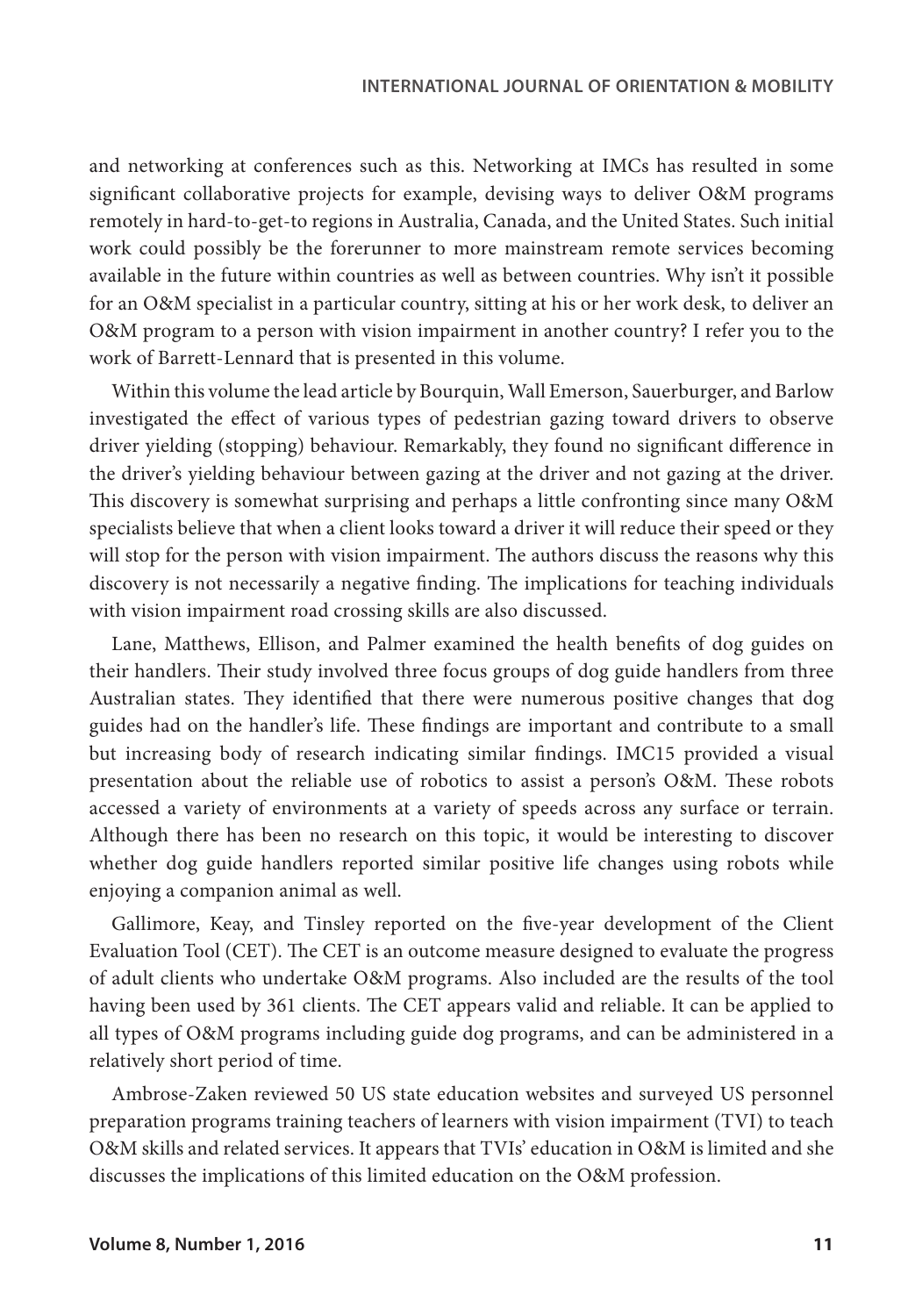and networking at conferences such as this. Networking at IMCs has resulted in some significant collaborative projects for example, devising ways to deliver O&M programs remotely in hard-to-get-to regions in Australia, Canada, and the United States. Such initial work could possibly be the forerunner to more mainstream remote services becoming available in the future within countries as well as between countries. Why isn't it possible for an O&M specialist in a particular country, sitting at his or her work desk, to deliver an O&M program to a person with vision impairment in another country? I refer you to the work of Barrett-Lennard that is presented in this volume.

Within this volume the lead article by Bourquin, Wall Emerson, Sauerburger, and Barlow investigated the effect of various types of pedestrian gazing toward drivers to observe driver yielding (stopping) behaviour. Remarkably, they found no significant difference in the driver's yielding behaviour between gazing at the driver and not gazing at the driver. This discovery is somewhat surprising and perhaps a little confronting since many O&M specialists believe that when a client looks toward a driver it will reduce their speed or they will stop for the person with vision impairment. The authors discuss the reasons why this discovery is not necessarily a negative finding. The implications for teaching individuals with vision impairment road crossing skills are also discussed.

Lane, Matthews, Ellison, and Palmer examined the health benefits of dog guides on their handlers. Their study involved three focus groups of dog guide handlers from three Australian states. They identified that there were numerous positive changes that dog guides had on the handler's life. These findings are important and contribute to a small but increasing body of research indicating similar findings. IMC15 provided a visual presentation about the reliable use of robotics to assist a person's O&M. These robots accessed a variety of environments at a variety of speeds across any surface or terrain. Although there has been no research on this topic, it would be interesting to discover whether dog guide handlers reported similar positive life changes using robots while enjoying a companion animal as well.

Gallimore, Keay, and Tinsley reported on the five-year development of the Client Evaluation Tool (CET). The CET is an outcome measure designed to evaluate the progress of adult clients who undertake O&M programs. Also included are the results of the tool having been used by 361 clients. The CET appears valid and reliable. It can be applied to all types of O&M programs including guide dog programs, and can be administered in a relatively short period of time.

Ambrose-Zaken reviewed 50 US state education websites and surveyed US personnel preparation programs training teachers of learners with vision impairment (TVI) to teach O&M skills and related services. It appears that TVIs' education in O&M is limited and she discusses the implications of this limited education on the O&M profession.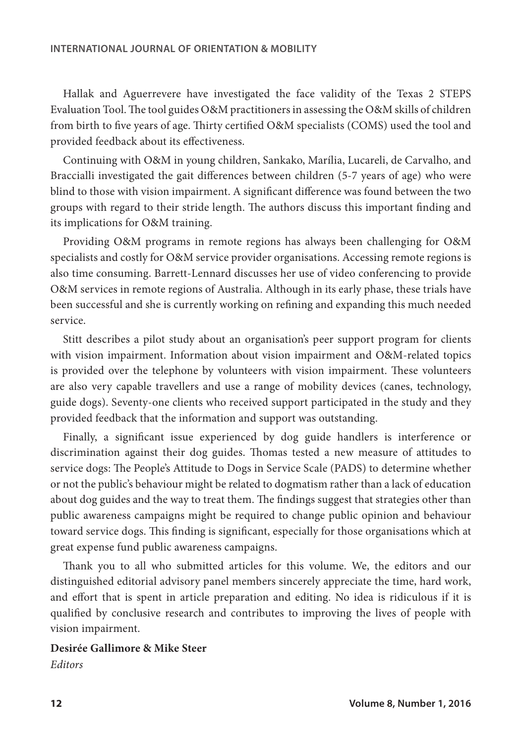Hallak and Aguerrevere have investigated the face validity of the Texas 2 STEPS Evaluation Tool. The tool guides O&M practitioners in assessing the O&M skills of children from birth to five years of age. Thirty certified O&M specialists (COMS) used the tool and provided feedback about its effectiveness.

Continuing with O&M in young children, Sankako, Marília, Lucareli, de Carvalho, and Braccialli investigated the gait differences between children (5-7 years of age) who were blind to those with vision impairment. A significant difference was found between the two groups with regard to their stride length. The authors discuss this important finding and its implications for O&M training.

Providing O&M programs in remote regions has always been challenging for O&M specialists and costly for O&M service provider organisations. Accessing remote regions is also time consuming. Barrett-Lennard discusses her use of video conferencing to provide O&M services in remote regions of Australia. Although in its early phase, these trials have been successful and she is currently working on refining and expanding this much needed service.

Stitt describes a pilot study about an organisation's peer support program for clients with vision impairment. Information about vision impairment and O&M-related topics is provided over the telephone by volunteers with vision impairment. These volunteers are also very capable travellers and use a range of mobility devices (canes, technology, guide dogs). Seventy-one clients who received support participated in the study and they provided feedback that the information and support was outstanding.

Finally, a significant issue experienced by dog guide handlers is interference or discrimination against their dog guides. Thomas tested a new measure of attitudes to service dogs: The People's Attitude to Dogs in Service Scale (PADS) to determine whether or not the public's behaviour might be related to dogmatism rather than a lack of education about dog guides and the way to treat them. The findings suggest that strategies other than public awareness campaigns might be required to change public opinion and behaviour toward service dogs. This finding is significant, especially for those organisations which at great expense fund public awareness campaigns.

Thank you to all who submitted articles for this volume. We, the editors and our distinguished editorial advisory panel members sincerely appreciate the time, hard work, and effort that is spent in article preparation and editing. No idea is ridiculous if it is qualified by conclusive research and contributes to improving the lives of people with vision impairment.

**Desirée Gallimore & Mike Steer**
*Editors*